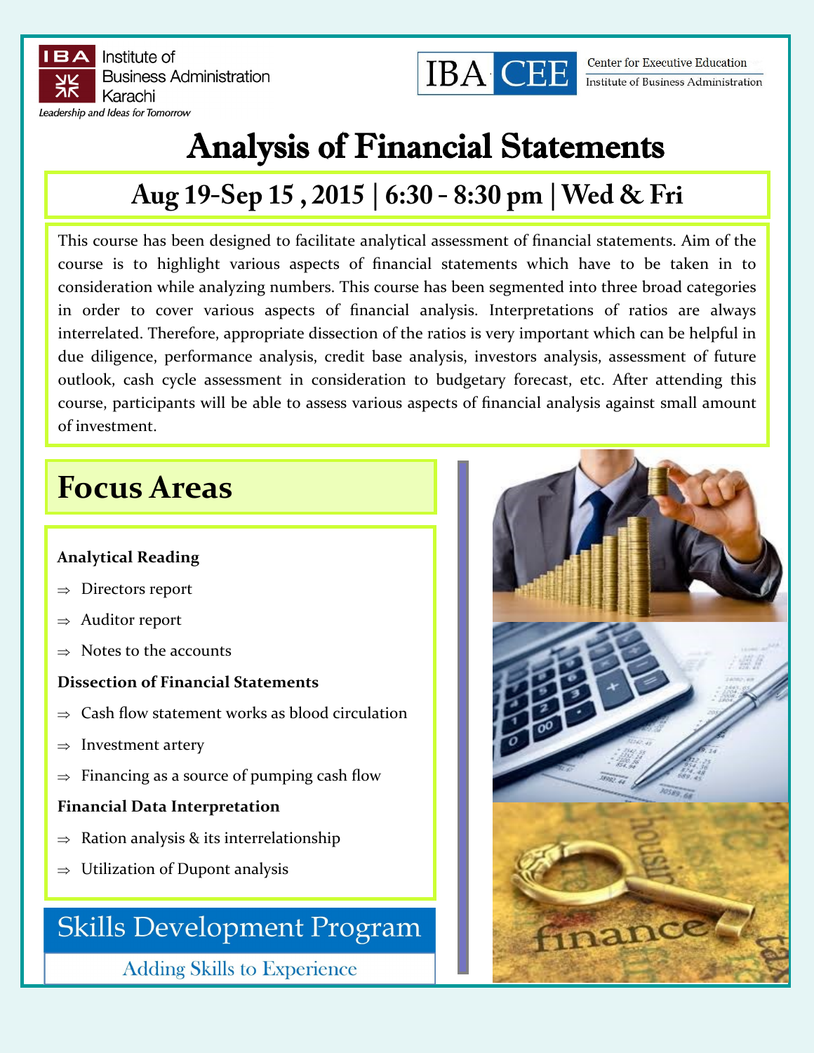Institute of Business Administration Karachi

*Leadership and Ideas for Tomorrow*

IBA CEE — Center for Executive Education, Institute of Business Administration

# Analysis of Financial Statements

## Aug 19-Sep 15 , 2015 | 6:30 - 8:30 pm | Wed & Fri

This course has been designed to facilitate analytical assessment of financial statements. Aim of the course is to highlight various aspects of financial statements which have to be taken in to consideration while analyzing numbers. This course has been segmented into three broad categories in order to cover various aspects of financial analysis. Interpretations of ratios are always interrelated. Therefore, appropriate dissection of the ratios is very important which can be helpful in due diligence, performance analysis, credit base analysis, investors analysis, assessment of future outlook, cash cycle assessment in consideration to budgetary forecast, etc. After attending this course, participants will be able to assess various aspects of financial analysis against small amount of investment.

## Focus Areas

**Analytical Reading**

⇒ Directors report

⇒ Auditor report

⇒ Notes to the accounts

**Dissection of Financial Statements**

⇒ Cash flow statement works as blood circulation

⇒ Investment artery

⇒ Financing as a source of pumping cash flow

**Financial Data Interpretation**

⇒ Ration analysis & its interrelationship

⇒ Utilization of Dupont analysis

## Skills Development Program

Adding Skills to Experience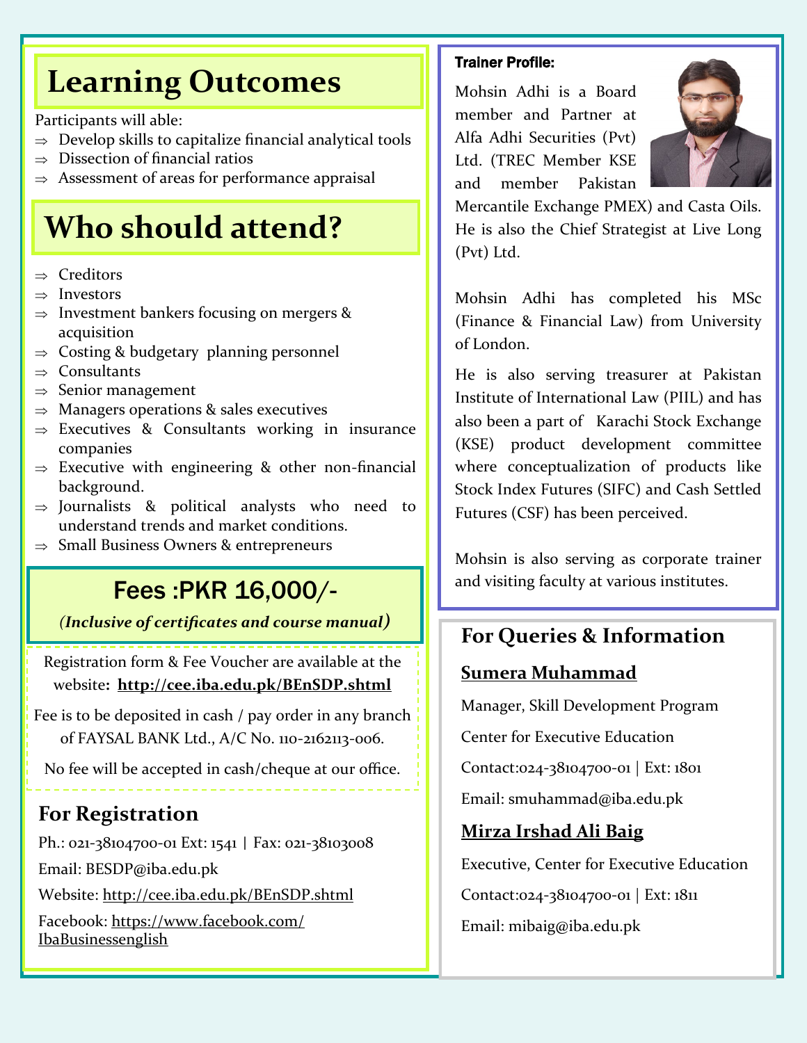# Learning Outcomes

Participants will able:

- ⇒ Develop skills to capitalize financial analytical tools
- ⇒ Dissection of financial ratios
- ⇒ Assessment of areas for performance appraisal

# Who should attend?

- ⇒ Creditors
- ⇒ Investors
- ⇒ Investment bankers focusing on mergers & acquisition
- ⇒ Costing & budgetary planning personnel
- ⇒ Consultants
- ⇒ Senior management
- ⇒ Managers operations & sales executives
- ⇒ Executives & Consultants working in insurance companies
- ⇒ Executive with engineering & other non-financial background.
- ⇒ Journalists & political analysts who need to understand trends and market conditions.
- ⇒ Small Business Owners & entrepreneurs

## Fees :PKR 16,000/-

*(Inclusive of certificates and course manual)*

Registration form & Fee Voucher are available at the website**: http://cee.iba.edu.pk/BEnSDP.shtml**

Fee is to be deposited in cash / pay order in any branch of FAYSAL BANK Ltd., A/C No. 110-2162113-006.

No fee will be accepted in cash/cheque at our office.

## For Registration

Ph.: 021-38104700-01 Ext: 1541 | Fax: 021-38103008

Email: BESDP@iba.edu.pk

Website: http://cee.iba.edu.pk/BEnSDP.shtml

Facebook: https://www.facebook.com/IbaBusinessenglish

**Trainer Profile:**

Mohsin Adhi is a Board member and Partner at Alfa Adhi Securities (Pvt) Ltd. (TREC Member KSE and member Pakistan Mercantile Exchange PMEX) and Casta Oils. He is also the Chief Strategist at Live Long (Pvt) Ltd.

Mohsin Adhi has completed his MSc (Finance & Financial Law) from University of London.

He is also serving treasurer at Pakistan Institute of International Law (PIIL) and has also been a part of Karachi Stock Exchange (KSE) product development committee where conceptualization of products like Stock Index Futures (SIFC) and Cash Settled Futures (CSF) has been perceived.

Mohsin is also serving as corporate trainer and visiting faculty at various institutes.

## For Queries & Information

**Sumera Muhammad**

Manager, Skill Development Program

Center for Executive Education

Contact:024-38104700-01 | Ext: 1801

Email: smuhammad@iba.edu.pk

**Mirza Irshad Ali Baig**

Executive, Center for Executive Education

Contact:024-38104700-01 | Ext: 1811

Email: mibaig@iba.edu.pk